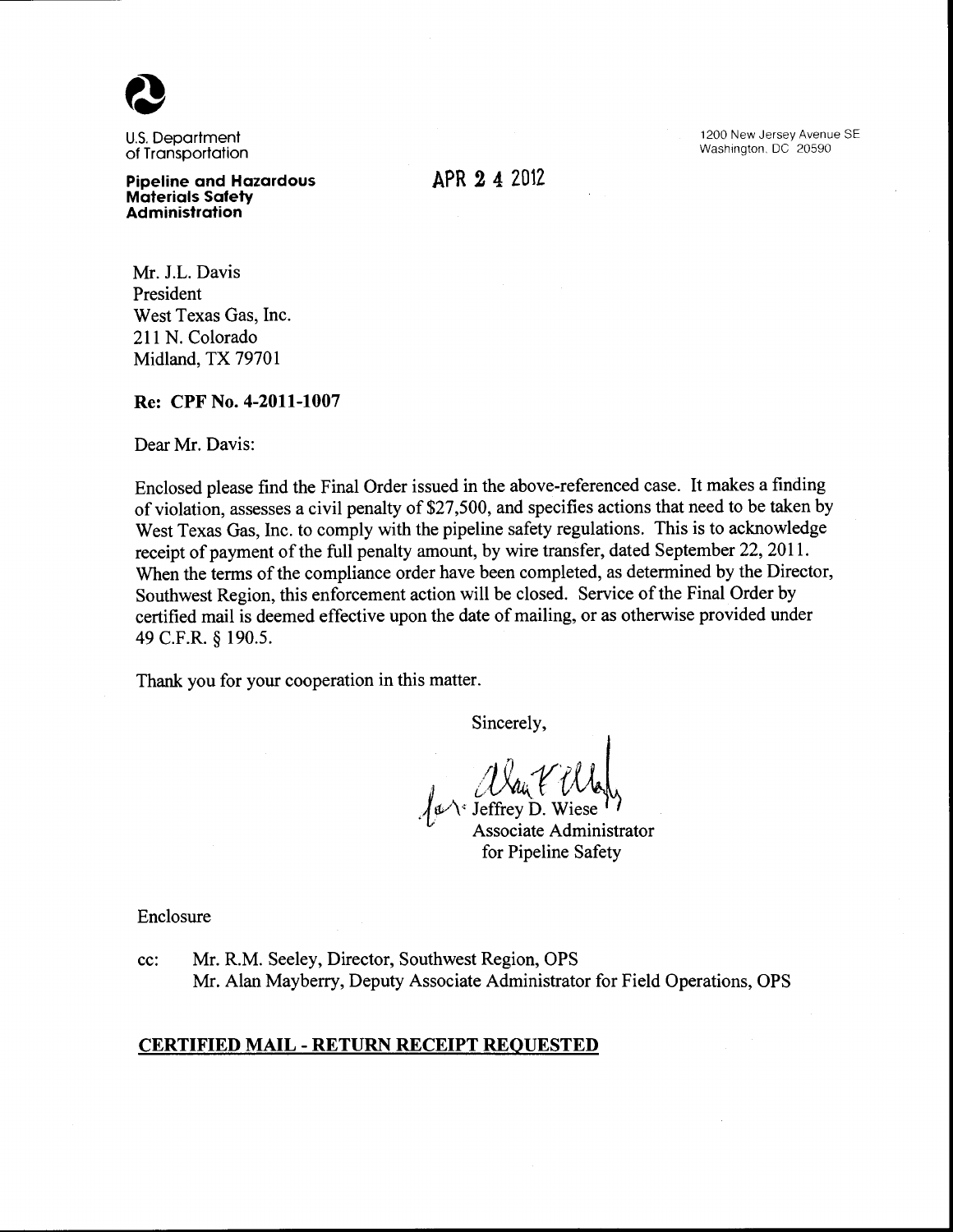U.S. Department of Transportation

**Pipeline and Hazardous Materials Safety Administration**

1200 New Jersey Avenue SE
Washington, DC 20590

APR 24 2012

Mr. J.L. Davis
President
West Texas Gas, Inc.
211 N. Colorado
Midland, TX 79701

**Re: CPF No. 4-2011-1007**

Dear Mr. Davis:

Enclosed please find the Final Order issued in the above-referenced case. It makes a finding of violation, assesses a civil penalty of $27,500, and specifies actions that need to be taken by West Texas Gas, Inc. to comply with the pipeline safety regulations. This is to acknowledge receipt of payment of the full penalty amount, by wire transfer, dated September 22, 2011. When the terms of the compliance order have been completed, as determined by the Director, Southwest Region, this enforcement action will be closed. Service of the Final Order by certified mail is deemed effective upon the date of mailing, or as otherwise provided under 49 C.F.R. § 190.5.

Thank you for your cooperation in this matter.

Sincerely,

for: Jeffrey D. Wiese
Associate Administrator
for Pipeline Safety

Enclosure

cc: Mr. R.M. Seeley, Director, Southwest Region, OPS
Mr. Alan Mayberry, Deputy Associate Administrator for Field Operations, OPS

**CERTIFIED MAIL - RETURN RECEIPT REQUESTED**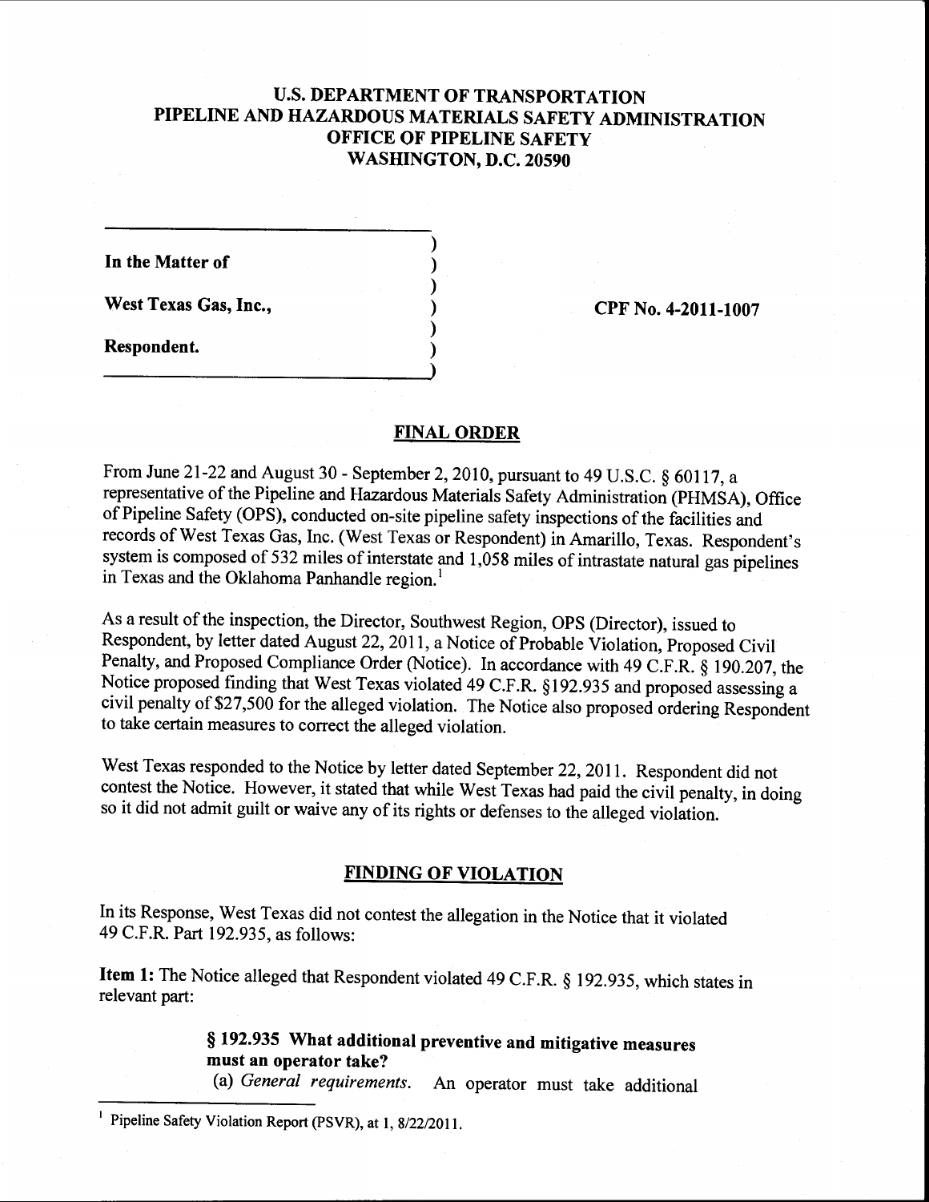# U.S. DEPARTMENT OF TRANSPORTATION
# PIPELINE AND HAZARDOUS MATERIALS SAFETY ADMINISTRATION
# OFFICE OF PIPELINE SAFETY
# WASHINGTON, D.C. 20590

In the Matter of

West Texas Gas, Inc.,

Respondent.

CPF No. 4-2011-1007

## FINAL ORDER

From June 21-22 and August 30 - September 2, 2010, pursuant to 49 U.S.C. § 60117, a representative of the Pipeline and Hazardous Materials Safety Administration (PHMSA), Office of Pipeline Safety (OPS), conducted on-site pipeline safety inspections of the facilities and records of West Texas Gas, Inc. (West Texas or Respondent) in Amarillo, Texas. Respondent's system is composed of 532 miles of interstate and 1,058 miles of intrastate natural gas pipelines in Texas and the Oklahoma Panhandle region.[1]

As a result of the inspection, the Director, Southwest Region, OPS (Director), issued to Respondent, by letter dated August 22, 2011, a Notice of Probable Violation, Proposed Civil Penalty, and Proposed Compliance Order (Notice). In accordance with 49 C.F.R. § 190.207, the Notice proposed finding that West Texas violated 49 C.F.R. §192.935 and proposed assessing a civil penalty of $27,500 for the alleged violation. The Notice also proposed ordering Respondent to take certain measures to correct the alleged violation.

West Texas responded to the Notice by letter dated September 22, 2011. Respondent did not contest the Notice. However, it stated that while West Texas had paid the civil penalty, in doing so it did not admit guilt or waive any of its rights or defenses to the alleged violation.

## FINDING OF VIOLATION

In its Response, West Texas did not contest the allegation in the Notice that it violated 49 C.F.R. Part 192.935, as follows:

**Item 1:** The Notice alleged that Respondent violated 49 C.F.R. § 192.935, which states in relevant part:

> **§ 192.935 What additional preventive and mitigative measures must an operator take?**
> (a) *General requirements.* An operator must take additional

[1] Pipeline Safety Violation Report (PSVR), at 1, 8/22/2011.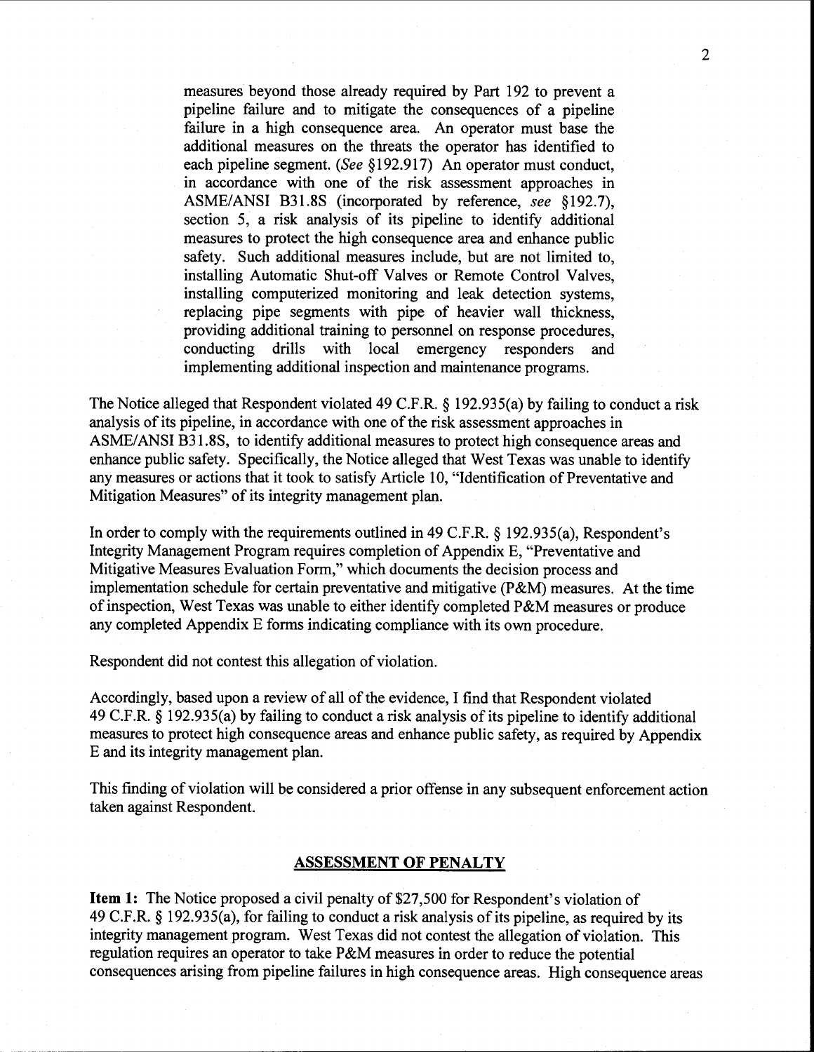> measures beyond those already required by Part 192 to prevent a pipeline failure and to mitigate the consequences of a pipeline failure in a high consequence area. An operator must base the additional measures on the threats the operator has identified to each pipeline segment. (*See* §192.917) An operator must conduct, in accordance with one of the risk assessment approaches in ASME/ANSI B31.8S (incorporated by reference, *see* §192.7), section 5, a risk analysis of its pipeline to identify additional measures to protect the high consequence area and enhance public safety. Such additional measures include, but are not limited to, installing Automatic Shut-off Valves or Remote Control Valves, installing computerized monitoring and leak detection systems, replacing pipe segments with pipe of heavier wall thickness, providing additional training to personnel on response procedures, conducting drills with local emergency responders and implementing additional inspection and maintenance programs.

The Notice alleged that Respondent violated 49 C.F.R. § 192.935(a) by failing to conduct a risk analysis of its pipeline, in accordance with one of the risk assessment approaches in ASME/ANSI B31.8S, to identify additional measures to protect high consequence areas and enhance public safety. Specifically, the Notice alleged that West Texas was unable to identify any measures or actions that it took to satisfy Article 10, "Identification of Preventative and Mitigation Measures" of its integrity management plan.

In order to comply with the requirements outlined in 49 C.F.R. § 192.935(a), Respondent's Integrity Management Program requires completion of Appendix E, "Preventative and Mitigative Measures Evaluation Form," which documents the decision process and implementation schedule for certain preventative and mitigative (P&M) measures. At the time of inspection, West Texas was unable to either identify completed P&M measures or produce any completed Appendix E forms indicating compliance with its own procedure.

Respondent did not contest this allegation of violation.

Accordingly, based upon a review of all of the evidence, I find that Respondent violated 49 C.F.R. § 192.935(a) by failing to conduct a risk analysis of its pipeline to identify additional measures to protect high consequence areas and enhance public safety, as required by Appendix E and its integrity management plan.

This finding of violation will be considered a prior offense in any subsequent enforcement action taken against Respondent.

## ASSESSMENT OF PENALTY

**Item 1:** The Notice proposed a civil penalty of $27,500 for Respondent's violation of 49 C.F.R. § 192.935(a), for failing to conduct a risk analysis of its pipeline, as required by its integrity management program. West Texas did not contest the allegation of violation. This regulation requires an operator to take P&M measures in order to reduce the potential consequences arising from pipeline failures in high consequence areas. High consequence areas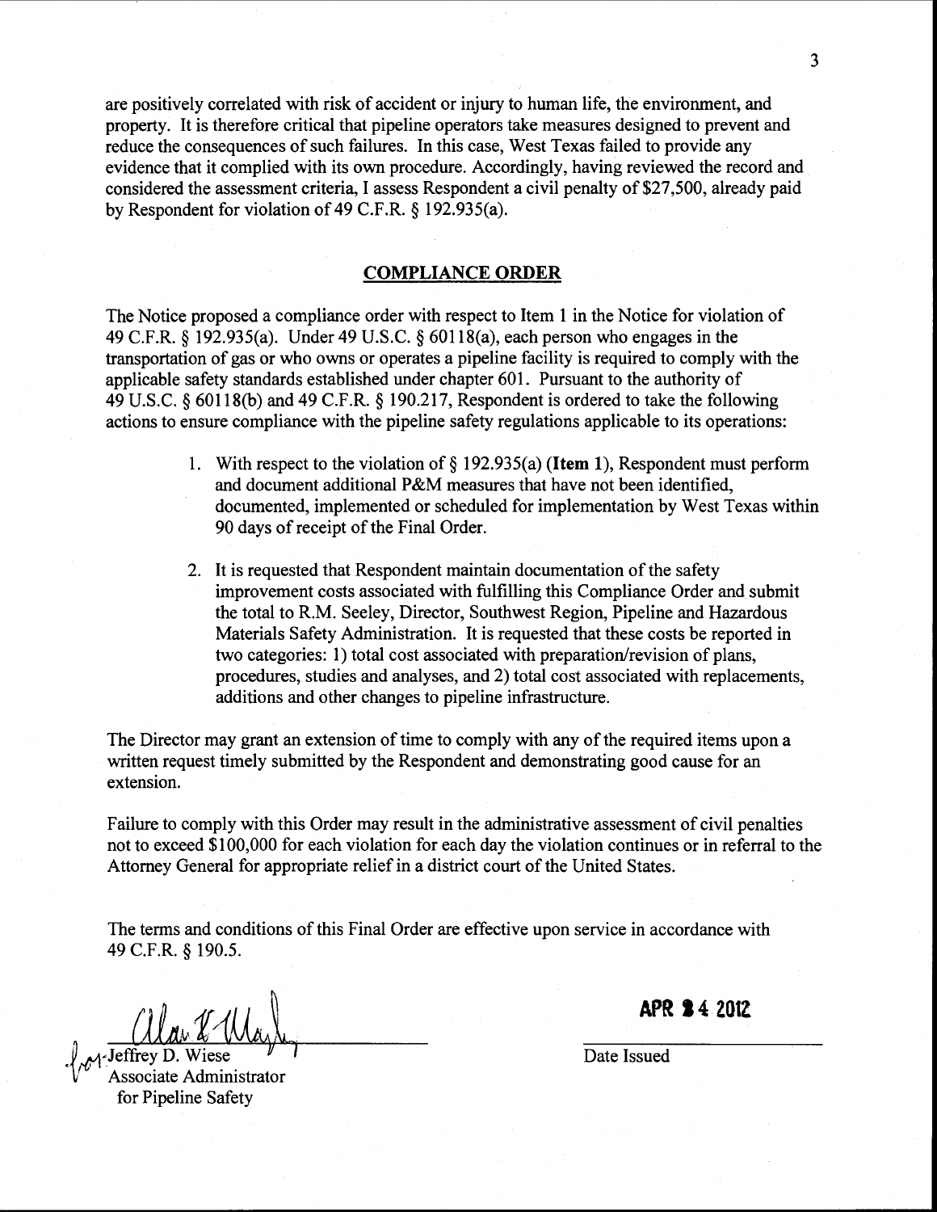are positively correlated with risk of accident or injury to human life, the environment, and property. It is therefore critical that pipeline operators take measures designed to prevent and reduce the consequences of such failures. In this case, West Texas failed to provide any evidence that it complied with its own procedure. Accordingly, having reviewed the record and considered the assessment criteria, I assess Respondent a civil penalty of $27,500, already paid by Respondent for violation of 49 C.F.R. § 192.935(a).

## COMPLIANCE ORDER

The Notice proposed a compliance order with respect to Item 1 in the Notice for violation of 49 C.F.R. § 192.935(a). Under 49 U.S.C. § 60118(a), each person who engages in the transportation of gas or who owns or operates a pipeline facility is required to comply with the applicable safety standards established under chapter 601. Pursuant to the authority of 49 U.S.C. § 60118(b) and 49 C.F.R. § 190.217, Respondent is ordered to take the following actions to ensure compliance with the pipeline safety regulations applicable to its operations:

1. With respect to the violation of § 192.935(a) (**Item 1**), Respondent must perform and document additional P&M measures that have not been identified, documented, implemented or scheduled for implementation by West Texas within 90 days of receipt of the Final Order.

2. It is requested that Respondent maintain documentation of the safety improvement costs associated with fulfilling this Compliance Order and submit the total to R.M. Seeley, Director, Southwest Region, Pipeline and Hazardous Materials Safety Administration. It is requested that these costs be reported in two categories: 1) total cost associated with preparation/revision of plans, procedures, studies and analyses, and 2) total cost associated with replacements, additions and other changes to pipeline infrastructure.

The Director may grant an extension of time to comply with any of the required items upon a written request timely submitted by the Respondent and demonstrating good cause for an extension.

Failure to comply with this Order may result in the administrative assessment of civil penalties not to exceed $100,000 for each violation for each day the violation continues or in referral to the Attorney General for appropriate relief in a district court of the United States.

The terms and conditions of this Final Order are effective upon service in accordance with 49 C.F.R. § 190.5.

for Jeffrey D. Wiese
Associate Administrator
for Pipeline Safety

APR 24 2012

Date Issued